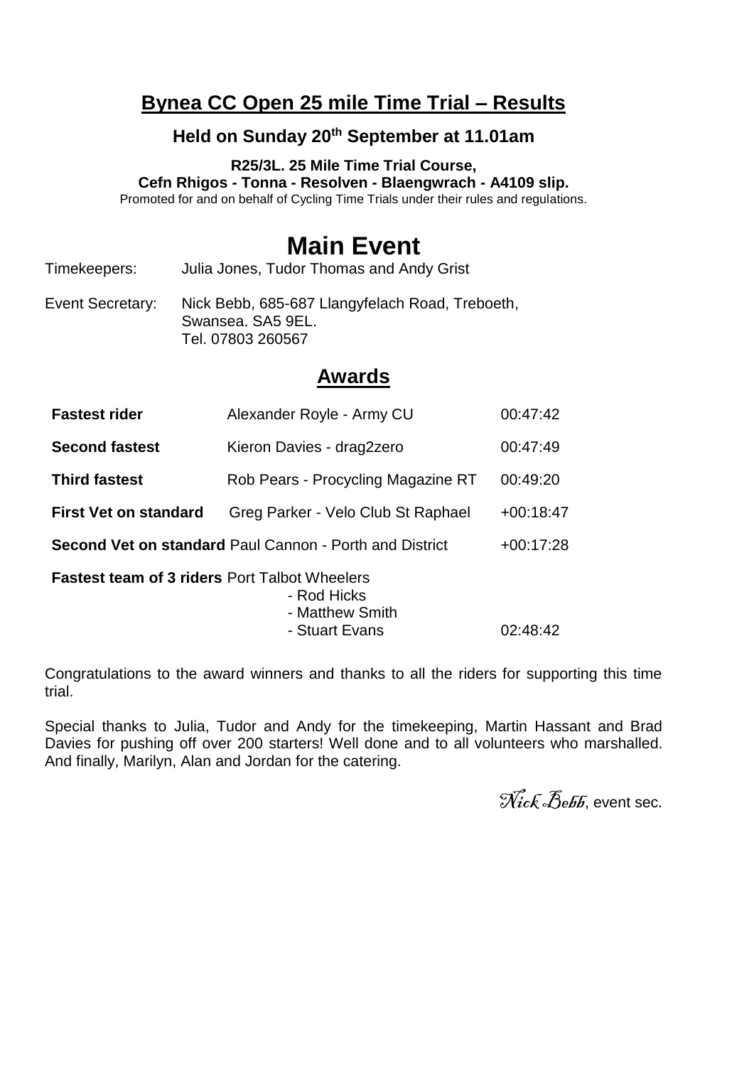# Bynea CC Open 25 mile Time Trial – Results

### Held on Sunday 20th September at 11.01am

**R25/3L. 25 Mile Time Trial Course,**
**Cefn Rhigos - Tonna - Resolven - Blaengwrach - A4109 slip.**
Promoted for and on behalf of Cycling Time Trials under their rules and regulations.

## Main Event

Timekeepers: Julia Jones, Tudor Thomas and Andy Grist

Event Secretary: Nick Bebb, 685-687 Llangyfelach Road, Treboeth, Swansea. SA5 9EL.
Tel. 07803 260567

## Awards

| | | |
|---|---|---|
| **Fastest rider** | Alexander Royle - Army CU | 00:47:42 |
| **Second fastest** | Kieron Davies - drag2zero | 00:47:49 |
| **Third fastest** | Rob Pears - Procycling Magazine RT | 00:49:20 |
| **First Vet on standard** | Greg Parker - Velo Club St Raphael | +00:18:47 |
| **Second Vet on standard** | Paul Cannon - Porth and District | +00:17:28 |
| **Fastest team of 3 riders** | Port Talbot Wheelers<br>- Rod Hicks<br>- Matthew Smith<br>- Stuart Evans | 02:48:42 |

Congratulations to the award winners and thanks to all the riders for supporting this time trial.

Special thanks to Julia, Tudor and Andy for the timekeeping, Martin Hassant and Brad Davies for pushing off over 200 starters! Well done and to all volunteers who marshalled. And finally, Marilyn, Alan and Jordan for the catering.

*Nick Bebb*, event sec.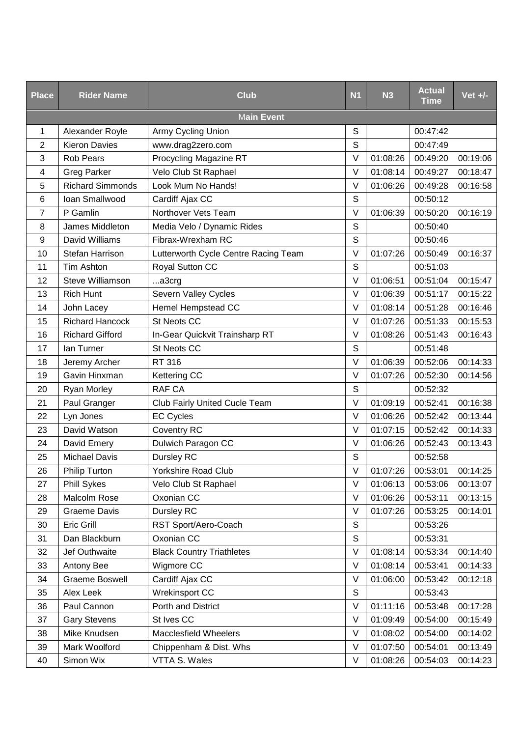| Place | Rider Name | Club | N1 | N3 | Actual Time | Vet +/- |
|---|---|---|---|---|---|---|
| **Main Event** | | | | | | |
| 1 | Alexander Royle | Army Cycling Union | S | | 00:47:42 | |
| 2 | Kieron Davies | www.drag2zero.com | S | | 00:47:49 | |
| 3 | Rob Pears | Procycling Magazine RT | V | 01:08:26 | 00:49:20 | 00:19:06 |
| 4 | Greg Parker | Velo Club St Raphael | V | 01:08:14 | 00:49:27 | 00:18:47 |
| 5 | Richard Simmonds | Look Mum No Hands! | V | 01:06:26 | 00:49:28 | 00:16:58 |
| 6 | Ioan Smallwood | Cardiff Ajax CC | S | | 00:50:12 | |
| 7 | P Gamlin | Northover Vets Team | V | 01:06:39 | 00:50:20 | 00:16:19 |
| 8 | James Middleton | Media Velo / Dynamic Rides | S | | 00:50:40 | |
| 9 | David Williams | Fibrax-Wrexham RC | S | | 00:50:46 | |
| 10 | Stefan Harrison | Lutterworth Cycle Centre Racing Team | V | 01:07:26 | 00:50:49 | 00:16:37 |
| 11 | Tim Ashton | Royal Sutton CC | S | | 00:51:03 | |
| 12 | Steve Williamson | ...a3crg | V | 01:06:51 | 00:51:04 | 00:15:47 |
| 13 | Rich Hunt | Severn Valley Cycles | V | 01:06:39 | 00:51:17 | 00:15:22 |
| 14 | John Lacey | Hemel Hempstead CC | V | 01:08:14 | 00:51:28 | 00:16:46 |
| 15 | Richard Hancock | St Neots CC | V | 01:07:26 | 00:51:33 | 00:15:53 |
| 16 | Richard Gifford | In-Gear Quickvit Trainsharp RT | V | 01:08:26 | 00:51:43 | 00:16:43 |
| 17 | Ian Turner | St Neots CC | S | | 00:51:48 | |
| 18 | Jeremy Archer | RT 316 | V | 01:06:39 | 00:52:06 | 00:14:33 |
| 19 | Gavin Hinxman | Kettering CC | V | 01:07:26 | 00:52:30 | 00:14:56 |
| 20 | Ryan Morley | RAF CA | S | | 00:52:32 | |
| 21 | Paul Granger | Club Fairly United Cucle Team | V | 01:09:19 | 00:52:41 | 00:16:38 |
| 22 | Lyn Jones | EC Cycles | V | 01:06:26 | 00:52:42 | 00:13:44 |
| 23 | David Watson | Coventry RC | V | 01:07:15 | 00:52:42 | 00:14:33 |
| 24 | David Emery | Dulwich Paragon CC | V | 01:06:26 | 00:52:43 | 00:13:43 |
| 25 | Michael Davis | Dursley RC | S | | 00:52:58 | |
| 26 | Philip Turton | Yorkshire Road Club | V | 01:07:26 | 00:53:01 | 00:14:25 |
| 27 | Phill Sykes | Velo Club St Raphael | V | 01:06:13 | 00:53:06 | 00:13:07 |
| 28 | Malcolm Rose | Oxonian CC | V | 01:06:26 | 00:53:11 | 00:13:15 |
| 29 | Graeme Davis | Dursley RC | V | 01:07:26 | 00:53:25 | 00:14:01 |
| 30 | Eric Grill | RST Sport/Aero-Coach | S | | 00:53:26 | |
| 31 | Dan Blackburn | Oxonian CC | S | | 00:53:31 | |
| 32 | Jef Outhwaite | Black Country Triathletes | V | 01:08:14 | 00:53:34 | 00:14:40 |
| 33 | Antony Bee | Wigmore CC | V | 01:08:14 | 00:53:41 | 00:14:33 |
| 34 | Graeme Boswell | Cardiff Ajax CC | V | 01:06:00 | 00:53:42 | 00:12:18 |
| 35 | Alex Leek | Wrekinsport CC | S | | 00:53:43 | |
| 36 | Paul Cannon | Porth and District | V | 01:11:16 | 00:53:48 | 00:17:28 |
| 37 | Gary Stevens | St Ives CC | V | 01:09:49 | 00:54:00 | 00:15:49 |
| 38 | Mike Knudsen | Macclesfield Wheelers | V | 01:08:02 | 00:54:00 | 00:14:02 |
| 39 | Mark Woolford | Chippenham & Dist. Whs | V | 01:07:50 | 00:54:01 | 00:13:49 |
| 40 | Simon Wix | VTTA S. Wales | V | 01:08:26 | 00:54:03 | 00:14:23 |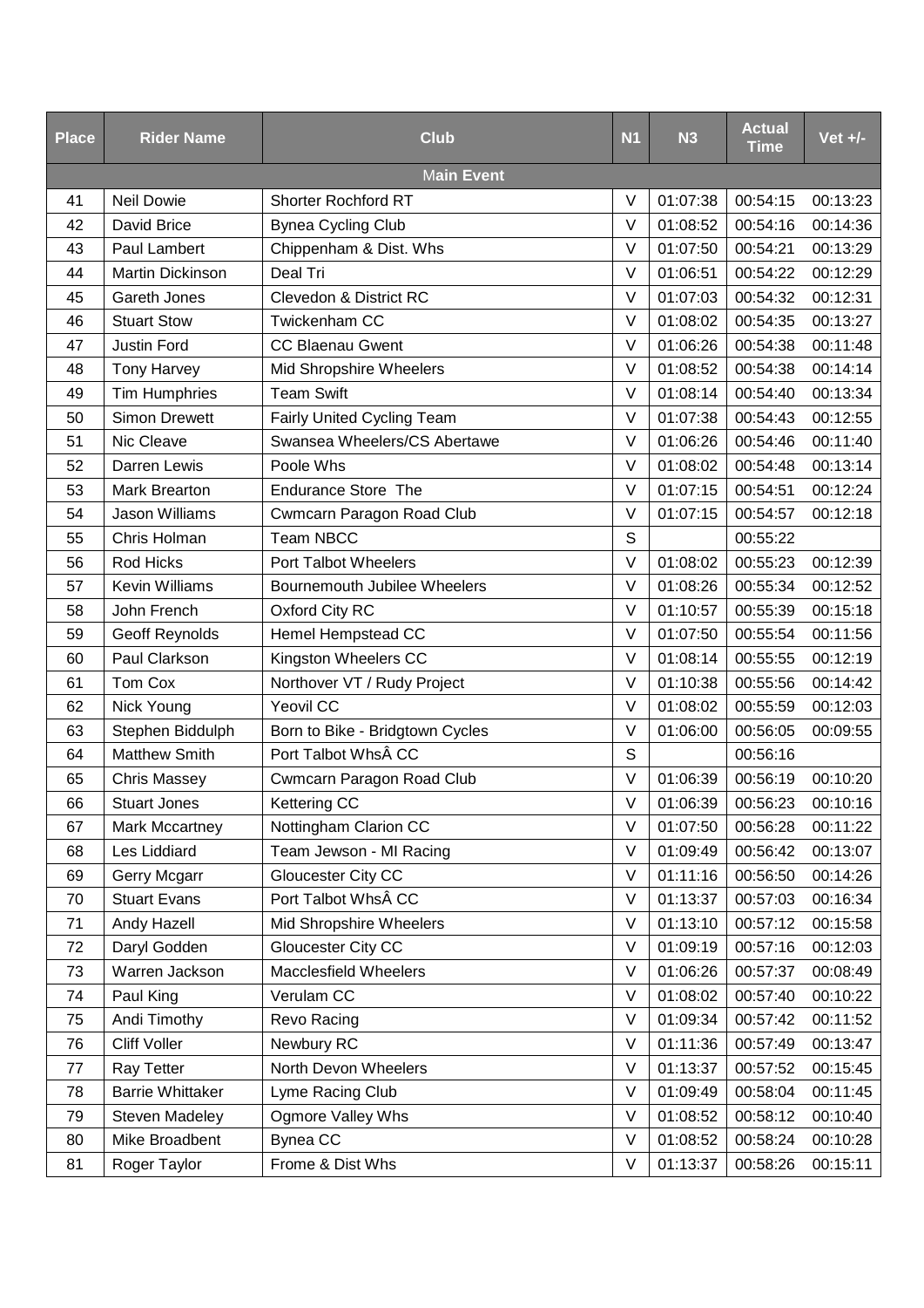| Place | Rider Name | Club | N1 | N3 | Actual Time | Vet +/- |
|---|---|---|---|---|---|---|
| | | Main Event | | | | |
| 41 | Neil Dowie | Shorter Rochford RT | V | 01:07:38 | 00:54:15 | 00:13:23 |
| 42 | David Brice | Bynea Cycling Club | V | 01:08:52 | 00:54:16 | 00:14:36 |
| 43 | Paul Lambert | Chippenham & Dist. Whs | V | 01:07:50 | 00:54:21 | 00:13:29 |
| 44 | Martin Dickinson | Deal Tri | V | 01:06:51 | 00:54:22 | 00:12:29 |
| 45 | Gareth Jones | Clevedon & District RC | V | 01:07:03 | 00:54:32 | 00:12:31 |
| 46 | Stuart Stow | Twickenham CC | V | 01:08:02 | 00:54:35 | 00:13:27 |
| 47 | Justin Ford | CC Blaenau Gwent | V | 01:06:26 | 00:54:38 | 00:11:48 |
| 48 | Tony Harvey | Mid Shropshire Wheelers | V | 01:08:52 | 00:54:38 | 00:14:14 |
| 49 | Tim Humphries | Team Swift | V | 01:08:14 | 00:54:40 | 00:13:34 |
| 50 | Simon Drewett | Fairly United Cycling Team | V | 01:07:38 | 00:54:43 | 00:12:55 |
| 51 | Nic Cleave | Swansea Wheelers/CS Abertawe | V | 01:06:26 | 00:54:46 | 00:11:40 |
| 52 | Darren Lewis | Poole Whs | V | 01:08:02 | 00:54:48 | 00:13:14 |
| 53 | Mark Brearton | Endurance Store The | V | 01:07:15 | 00:54:51 | 00:12:24 |
| 54 | Jason Williams | Cwmcarn Paragon Road Club | V | 01:07:15 | 00:54:57 | 00:12:18 |
| 55 | Chris Holman | Team NBCC | S | | 00:55:22 | |
| 56 | Rod Hicks | Port Talbot Wheelers | V | 01:08:02 | 00:55:23 | 00:12:39 |
| 57 | Kevin Williams | Bournemouth Jubilee Wheelers | V | 01:08:26 | 00:55:34 | 00:12:52 |
| 58 | John French | Oxford City RC | V | 01:10:57 | 00:55:39 | 00:15:18 |
| 59 | Geoff Reynolds | Hemel Hempstead CC | V | 01:07:50 | 00:55:54 | 00:11:56 |
| 60 | Paul Clarkson | Kingston Wheelers CC | V | 01:08:14 | 00:55:55 | 00:12:19 |
| 61 | Tom Cox | Northover VT / Rudy Project | V | 01:10:38 | 00:55:56 | 00:14:42 |
| 62 | Nick Young | Yeovil CC | V | 01:08:02 | 00:55:59 | 00:12:03 |
| 63 | Stephen Biddulph | Born to Bike - Bridgtown Cycles | V | 01:06:00 | 00:56:05 | 00:09:55 |
| 64 | Matthew Smith | Port Talbot WhsÂ CC | S | | 00:56:16 | |
| 65 | Chris Massey | Cwmcarn Paragon Road Club | V | 01:06:39 | 00:56:19 | 00:10:20 |
| 66 | Stuart Jones | Kettering CC | V | 01:06:39 | 00:56:23 | 00:10:16 |
| 67 | Mark Mccartney | Nottingham Clarion CC | V | 01:07:50 | 00:56:28 | 00:11:22 |
| 68 | Les Liddiard | Team Jewson - MI Racing | V | 01:09:49 | 00:56:42 | 00:13:07 |
| 69 | Gerry Mcgarr | Gloucester City CC | V | 01:11:16 | 00:56:50 | 00:14:26 |
| 70 | Stuart Evans | Port Talbot WhsÂ CC | V | 01:13:37 | 00:57:03 | 00:16:34 |
| 71 | Andy Hazell | Mid Shropshire Wheelers | V | 01:13:10 | 00:57:12 | 00:15:58 |
| 72 | Daryl Godden | Gloucester City CC | V | 01:09:19 | 00:57:16 | 00:12:03 |
| 73 | Warren Jackson | Macclesfield Wheelers | V | 01:06:26 | 00:57:37 | 00:08:49 |
| 74 | Paul King | Verulam CC | V | 01:08:02 | 00:57:40 | 00:10:22 |
| 75 | Andi Timothy | Revo Racing | V | 01:09:34 | 00:57:42 | 00:11:52 |
| 76 | Cliff Voller | Newbury RC | V | 01:11:36 | 00:57:49 | 00:13:47 |
| 77 | Ray Tetter | North Devon Wheelers | V | 01:13:37 | 00:57:52 | 00:15:45 |
| 78 | Barrie Whittaker | Lyme Racing Club | V | 01:09:49 | 00:58:04 | 00:11:45 |
| 79 | Steven Madeley | Ogmore Valley Whs | V | 01:08:52 | 00:58:12 | 00:10:40 |
| 80 | Mike Broadbent | Bynea CC | V | 01:08:52 | 00:58:24 | 00:10:28 |
| 81 | Roger Taylor | Frome & Dist Whs | V | 01:13:37 | 00:58:26 | 00:15:11 |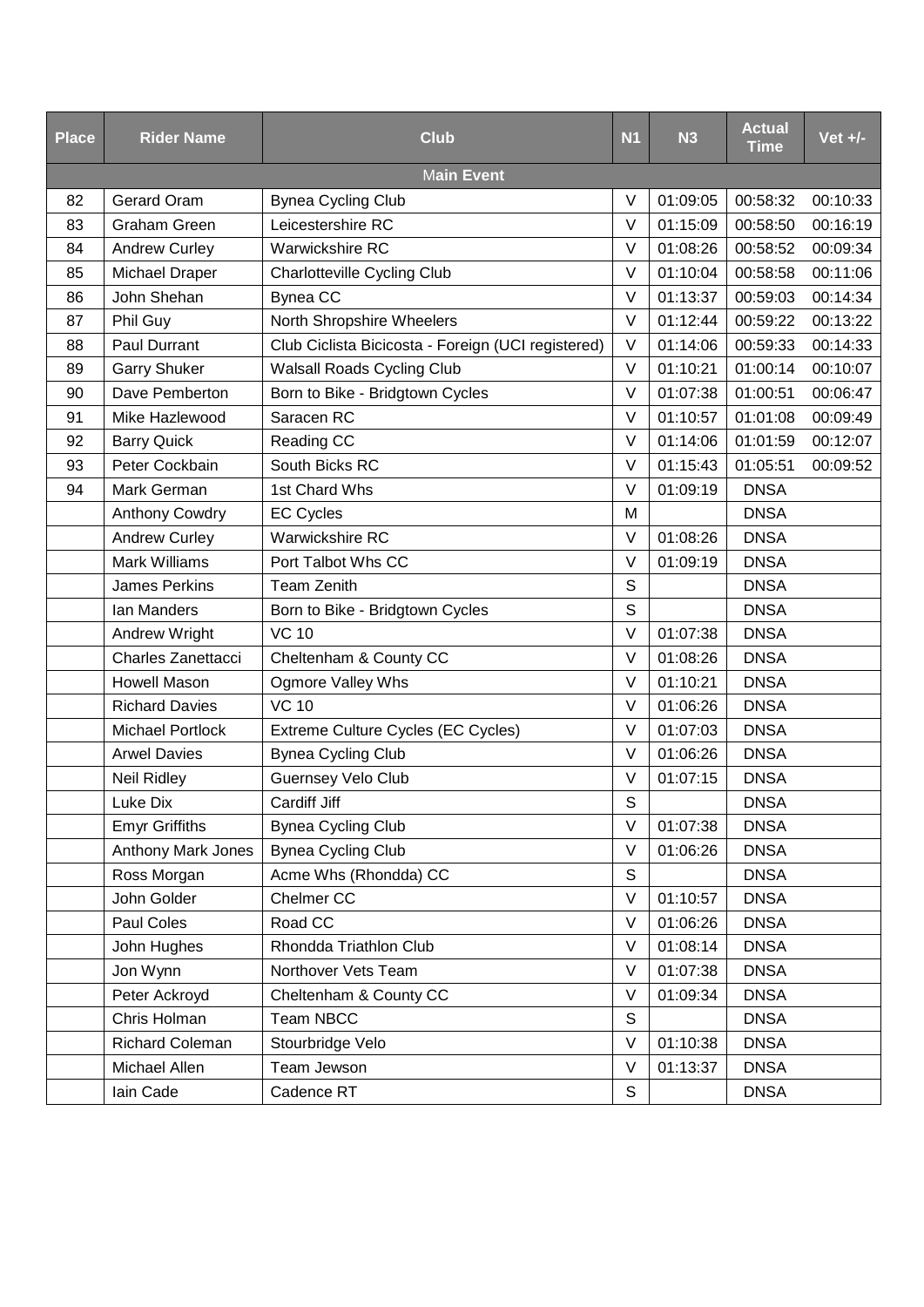| Place | Rider Name | Club | N1 | N3 | Actual Time | Vet +/- |
|---|---|---|---|---|---|---|
| Main Event | | | | | | |
| 82 | Gerard Oram | Bynea Cycling Club | V | 01:09:05 | 00:58:32 | 00:10:33 |
| 83 | Graham Green | Leicestershire RC | V | 01:15:09 | 00:58:50 | 00:16:19 |
| 84 | Andrew Curley | Warwickshire RC | V | 01:08:26 | 00:58:52 | 00:09:34 |
| 85 | Michael Draper | Charlotteville Cycling Club | V | 01:10:04 | 00:58:58 | 00:11:06 |
| 86 | John Shehan | Bynea CC | V | 01:13:37 | 00:59:03 | 00:14:34 |
| 87 | Phil Guy | North Shropshire Wheelers | V | 01:12:44 | 00:59:22 | 00:13:22 |
| 88 | Paul Durrant | Club Ciclista Bicicosta - Foreign (UCI registered) | V | 01:14:06 | 00:59:33 | 00:14:33 |
| 89 | Garry Shuker | Walsall Roads Cycling Club | V | 01:10:21 | 01:00:14 | 00:10:07 |
| 90 | Dave Pemberton | Born to Bike - Bridgtown Cycles | V | 01:07:38 | 01:00:51 | 00:06:47 |
| 91 | Mike Hazlewood | Saracen RC | V | 01:10:57 | 01:01:08 | 00:09:49 |
| 92 | Barry Quick | Reading CC | V | 01:14:06 | 01:01:59 | 00:12:07 |
| 93 | Peter Cockbain | South Bicks RC | V | 01:15:43 | 01:05:51 | 00:09:52 |
| 94 | Mark German | 1st Chard Whs | V | 01:09:19 | DNSA | |
| | Anthony Cowdry | EC Cycles | M | | DNSA | |
| | Andrew Curley | Warwickshire RC | V | 01:08:26 | DNSA | |
| | Mark Williams | Port Talbot Whs CC | V | 01:09:19 | DNSA | |
| | James Perkins | Team Zenith | S | | DNSA | |
| | Ian Manders | Born to Bike - Bridgtown Cycles | S | | DNSA | |
| | Andrew Wright | VC 10 | V | 01:07:38 | DNSA | |
| | Charles Zanettacci | Cheltenham & County CC | V | 01:08:26 | DNSA | |
| | Howell Mason | Ogmore Valley Whs | V | 01:10:21 | DNSA | |
| | Richard Davies | VC 10 | V | 01:06:26 | DNSA | |
| | Michael Portlock | Extreme Culture Cycles (EC Cycles) | V | 01:07:03 | DNSA | |
| | Arwel Davies | Bynea Cycling Club | V | 01:06:26 | DNSA | |
| | Neil Ridley | Guernsey Velo Club | V | 01:07:15 | DNSA | |
| | Luke Dix | Cardiff Jiff | S | | DNSA | |
| | Emyr Griffiths | Bynea Cycling Club | V | 01:07:38 | DNSA | |
| | Anthony Mark Jones | Bynea Cycling Club | V | 01:06:26 | DNSA | |
| | Ross Morgan | Acme Whs (Rhondda) CC | S | | DNSA | |
| | John Golder | Chelmer CC | V | 01:10:57 | DNSA | |
| | Paul Coles | Road CC | V | 01:06:26 | DNSA | |
| | John Hughes | Rhondda Triathlon Club | V | 01:08:14 | DNSA | |
| | Jon Wynn | Northover Vets Team | V | 01:07:38 | DNSA | |
| | Peter Ackroyd | Cheltenham & County CC | V | 01:09:34 | DNSA | |
| | Chris Holman | Team NBCC | S | | DNSA | |
| | Richard Coleman | Stourbridge Velo | V | 01:10:38 | DNSA | |
| | Michael Allen | Team Jewson | V | 01:13:37 | DNSA | |
| | Iain Cade | Cadence RT | S | | DNSA | |